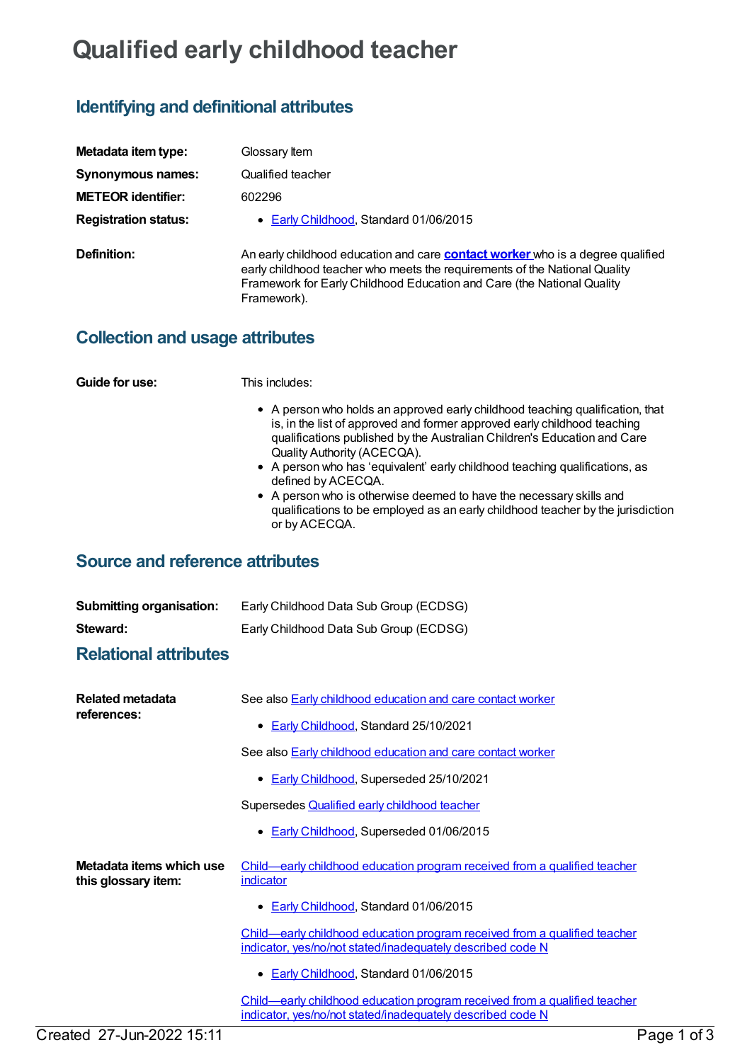# Qualified early childhood teacher

## Identifying and definitional attributes

| | |
|---|---|
| **Metadata item type:** | Glossary Item |
| **Synonymous names:** | Qualified teacher |
| **METEOR identifier:** | 602296 |
| **Registration status:** | • Early Childhood, Standard 01/06/2015 |
| **Definition:** | An early childhood education and care **contact worker** who is a degree qualified early childhood teacher who meets the requirements of the National Quality Framework for Early Childhood Education and Care (the National Quality Framework). |

## Collection and usage attributes

**Guide for use:**

This includes:

- A person who holds an approved early childhood teaching qualification, that is, in the list of approved and former approved early childhood teaching qualifications published by the Australian Children's Education and Care Quality Authority (ACECQA).
- A person who has 'equivalent' early childhood teaching qualifications, as defined by ACECQA.
- A person who is otherwise deemed to have the necessary skills and qualifications to be employed as an early childhood teacher by the jurisdiction or by ACECQA.

## Source and reference attributes

| | |
|---|---|
| **Submitting organisation:** | Early Childhood Data Sub Group (ECDSG) |
| **Steward:** | Early Childhood Data Sub Group (ECDSG) |

## Relational attributes

**Related metadata references:**

See also Early childhood education and care contact worker

- Early Childhood, Standard 25/10/2021

See also Early childhood education and care contact worker

- Early Childhood, Superseded 25/10/2021

Supersedes Qualified early childhood teacher

- Early Childhood, Superseded 01/06/2015

**Metadata items which use this glossary item:**

Child—early childhood education program received from a qualified teacher indicator

- Early Childhood, Standard 01/06/2015

Child—early childhood education program received from a qualified teacher indicator, yes/no/not stated/inadequately described code N

- Early Childhood, Standard 01/06/2015

Child—early childhood education program received from a qualified teacher indicator, yes/no/not stated/inadequately described code N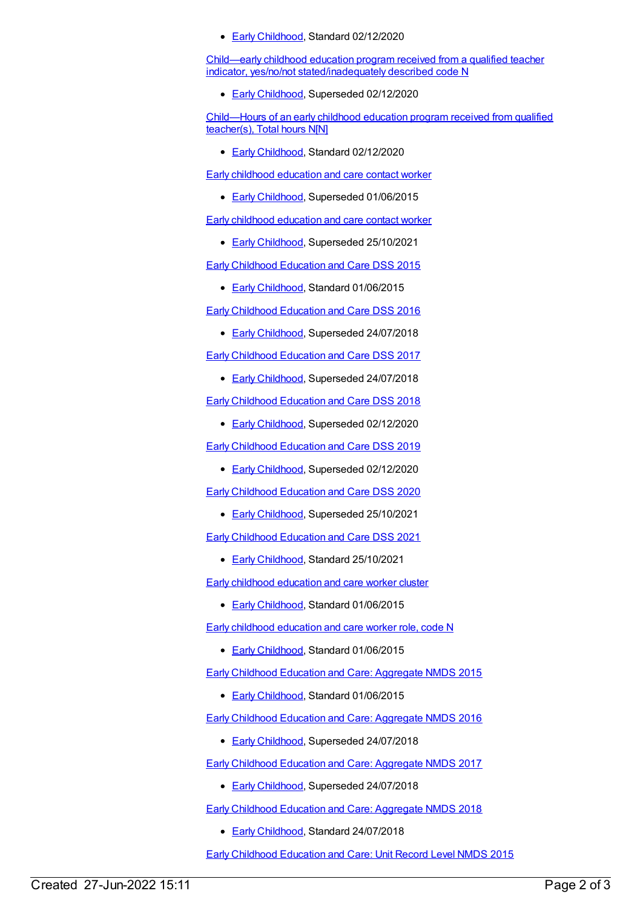- Early Childhood, Standard 02/12/2020

Child—early childhood education program received from a qualified teacher indicator, yes/no/not stated/inadequately described code N

- Early Childhood, Superseded 02/12/2020

Child—Hours of an early childhood education program received from qualified teacher(s), Total hours N[N]

- Early Childhood, Standard 02/12/2020

Early childhood education and care contact worker

- Early Childhood, Superseded 01/06/2015

Early childhood education and care contact worker

- Early Childhood, Superseded 25/10/2021

Early Childhood Education and Care DSS 2015

- Early Childhood, Standard 01/06/2015

Early Childhood Education and Care DSS 2016

- Early Childhood, Superseded 24/07/2018

Early Childhood Education and Care DSS 2017

- Early Childhood, Superseded 24/07/2018

Early Childhood Education and Care DSS 2018

- Early Childhood, Superseded 02/12/2020

Early Childhood Education and Care DSS 2019

- Early Childhood, Superseded 02/12/2020

Early Childhood Education and Care DSS 2020

- Early Childhood, Superseded 25/10/2021

Early Childhood Education and Care DSS 2021

- Early Childhood, Standard 25/10/2021

Early childhood education and care worker cluster

- Early Childhood, Standard 01/06/2015

Early childhood education and care worker role, code N

- Early Childhood, Standard 01/06/2015

Early Childhood Education and Care: Aggregate NMDS 2015

- Early Childhood, Standard 01/06/2015

Early Childhood Education and Care: Aggregate NMDS 2016

- Early Childhood, Superseded 24/07/2018

Early Childhood Education and Care: Aggregate NMDS 2017

- Early Childhood, Superseded 24/07/2018

Early Childhood Education and Care: Aggregate NMDS 2018

- Early Childhood, Standard 24/07/2018

Early Childhood Education and Care: Unit Record Level NMDS 2015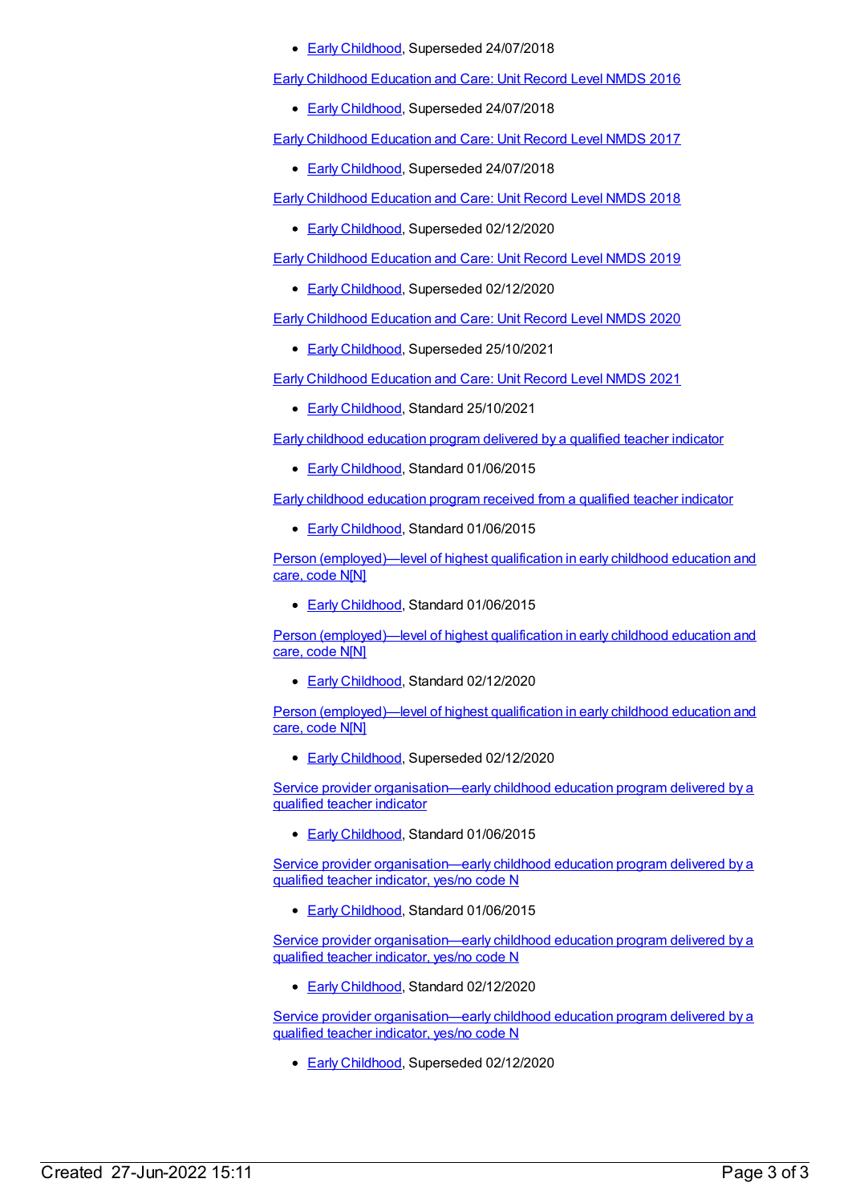- Early Childhood, Superseded 24/07/2018

Early Childhood Education and Care: Unit Record Level NMDS 2016

- Early Childhood, Superseded 24/07/2018

Early Childhood Education and Care: Unit Record Level NMDS 2017

- Early Childhood, Superseded 24/07/2018

Early Childhood Education and Care: Unit Record Level NMDS 2018

- Early Childhood, Superseded 02/12/2020

Early Childhood Education and Care: Unit Record Level NMDS 2019

- Early Childhood, Superseded 02/12/2020

Early Childhood Education and Care: Unit Record Level NMDS 2020

- Early Childhood, Superseded 25/10/2021

Early Childhood Education and Care: Unit Record Level NMDS 2021

- Early Childhood, Standard 25/10/2021

Early childhood education program delivered by a qualified teacher indicator

- Early Childhood, Standard 01/06/2015

Early childhood education program received from a qualified teacher indicator

- Early Childhood, Standard 01/06/2015

Person (employed)—level of highest qualification in early childhood education and care, code N[N]

- Early Childhood, Standard 01/06/2015

Person (employed)—level of highest qualification in early childhood education and care, code N[N]

- Early Childhood, Standard 02/12/2020

Person (employed)—level of highest qualification in early childhood education and care, code N[N]

- Early Childhood, Superseded 02/12/2020

Service provider organisation—early childhood education program delivered by a qualified teacher indicator

- Early Childhood, Standard 01/06/2015

Service provider organisation—early childhood education program delivered by a qualified teacher indicator, yes/no code N

- Early Childhood, Standard 01/06/2015

Service provider organisation—early childhood education program delivered by a qualified teacher indicator, yes/no code N

- Early Childhood, Standard 02/12/2020

Service provider organisation—early childhood education program delivered by a qualified teacher indicator, yes/no code N

- Early Childhood, Superseded 02/12/2020